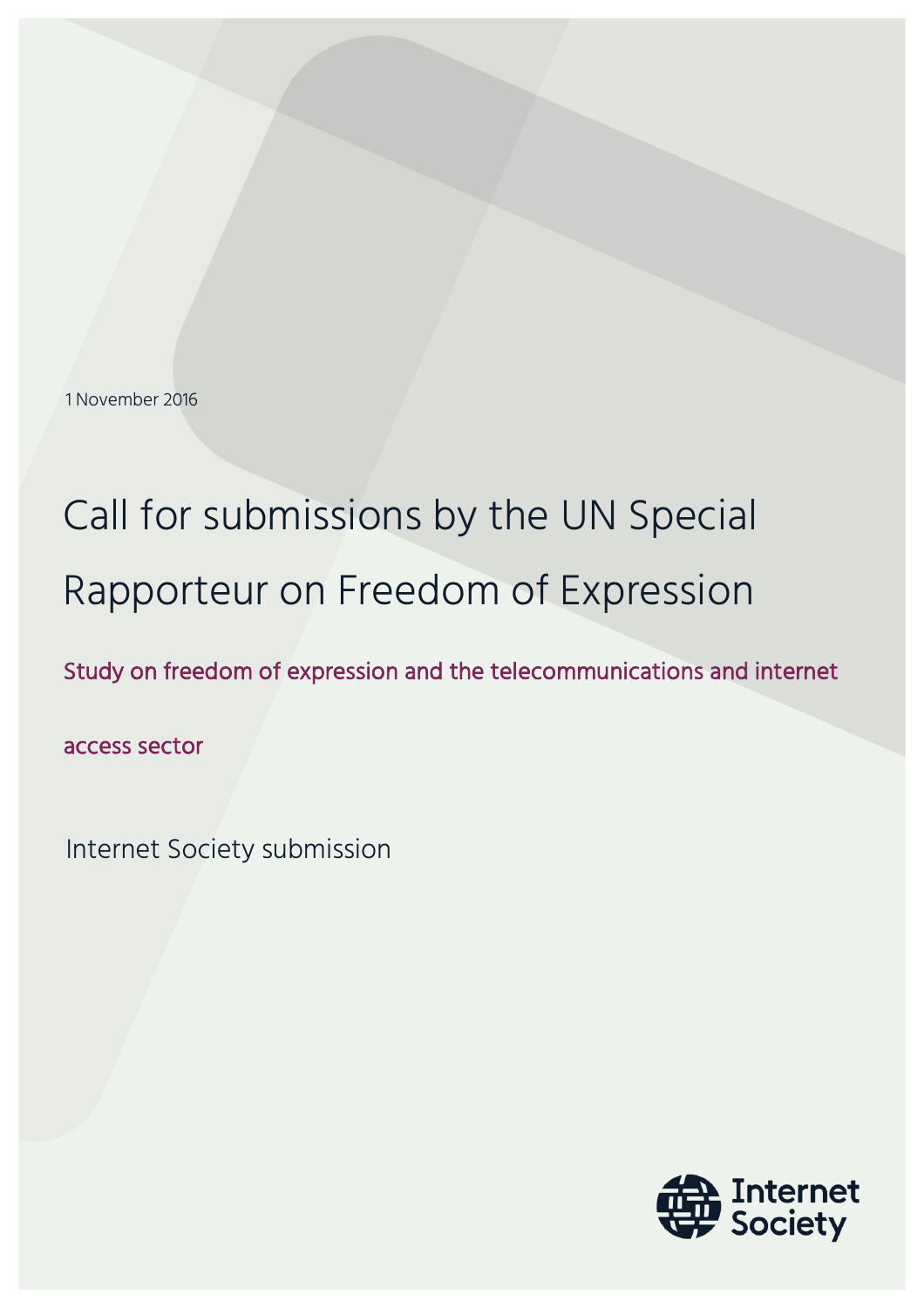1 November 2016

# Call for submissions by the UN Special Rapporteur on Freedom of Expression

## Study on freedom of expression and the telecommunications and internet access sector

Internet Society submission

Internet Society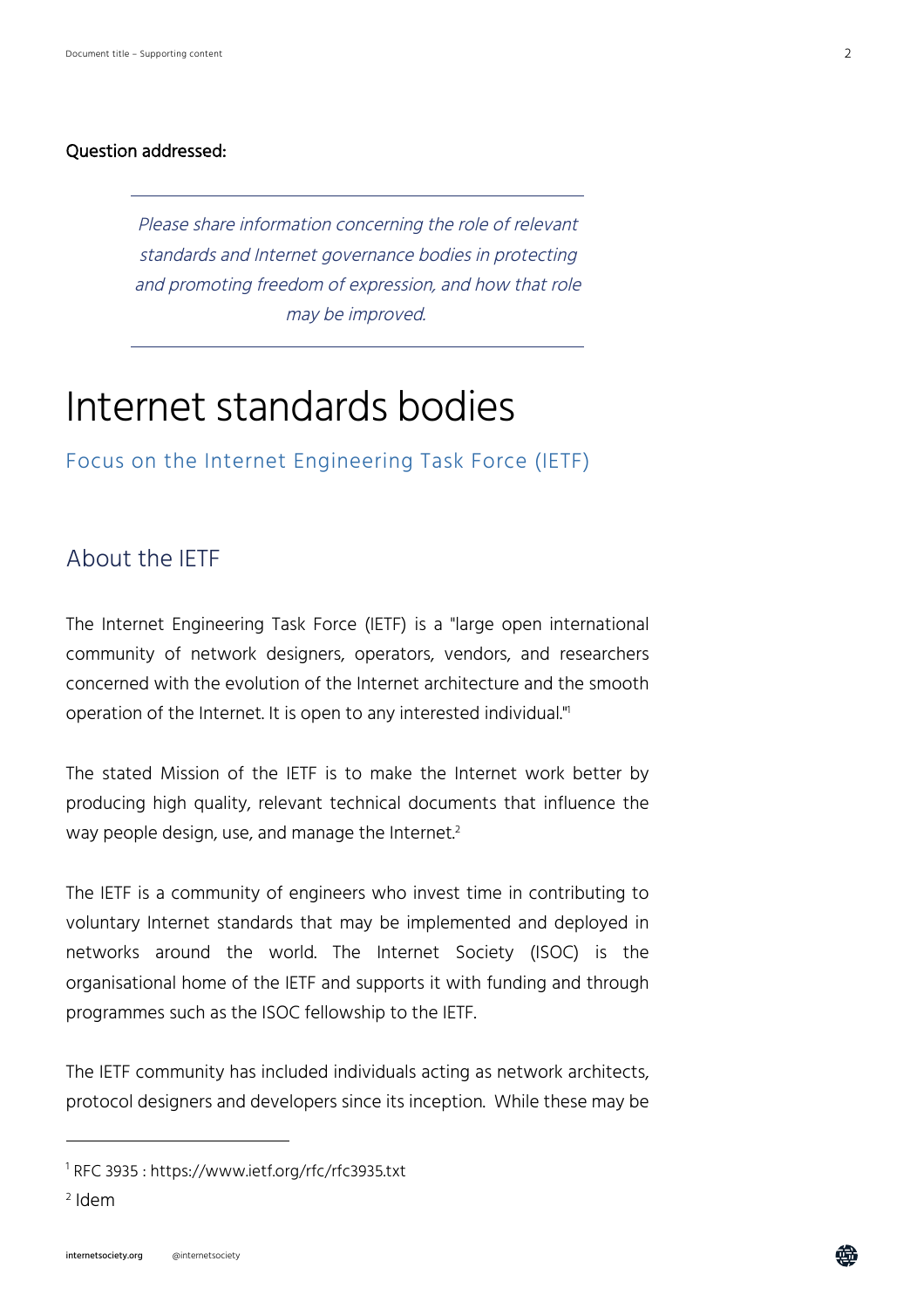**Question addressed:**

> *Please share information concerning the role of relevant standards and Internet governance bodies in protecting and promoting freedom of expression, and how that role may be improved.*

# Internet standards bodies

Focus on the Internet Engineering Task Force (IETF)

## About the IETF

The Internet Engineering Task Force (IETF) is a "large open international community of network designers, operators, vendors, and researchers concerned with the evolution of the Internet architecture and the smooth operation of the Internet. It is open to any interested individual."[1]

The stated Mission of the IETF is to make the Internet work better by producing high quality, relevant technical documents that influence the way people design, use, and manage the Internet.[2]

The IETF is a community of engineers who invest time in contributing to voluntary Internet standards that may be implemented and deployed in networks around the world. The Internet Society (ISOC) is the organisational home of the IETF and supports it with funding and through programmes such as the ISOC fellowship to the IETF.

The IETF community has included individuals acting as network architects, protocol designers and developers since its inception. While these may be

---

[1] RFC 3935 : https://www.ietf.org/rfc/rfc3935.txt

[2] Idem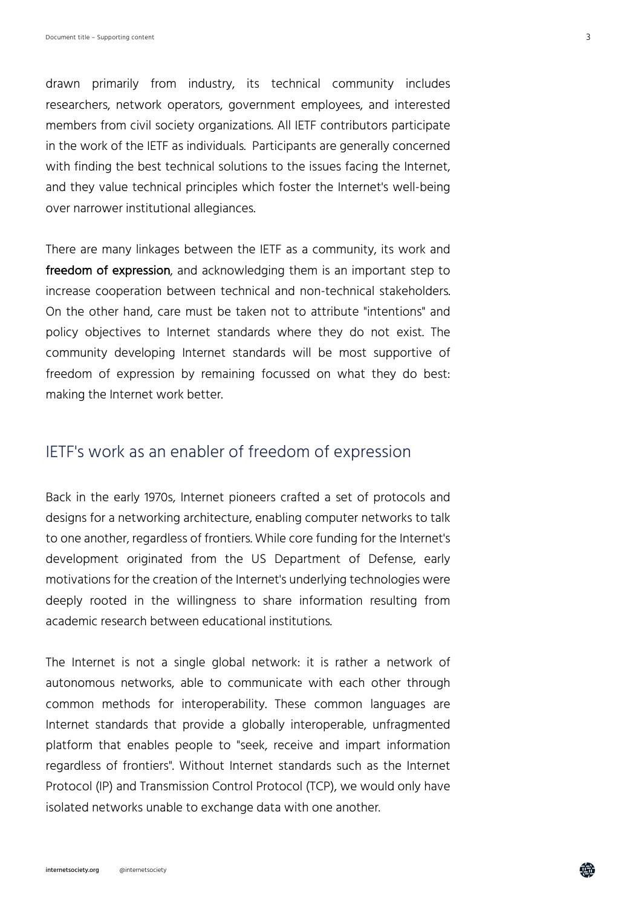drawn primarily from industry, its technical community includes researchers, network operators, government employees, and interested members from civil society organizations. All IETF contributors participate in the work of the IETF as individuals. Participants are generally concerned with finding the best technical solutions to the issues facing the Internet, and they value technical principles which foster the Internet's well-being over narrower institutional allegiances.

There are many linkages between the IETF as a community, its work and **freedom of expression**, and acknowledging them is an important step to increase cooperation between technical and non-technical stakeholders. On the other hand, care must be taken not to attribute "intentions" and policy objectives to Internet standards where they do not exist. The community developing Internet standards will be most supportive of freedom of expression by remaining focussed on what they do best: making the Internet work better.

## IETF's work as an enabler of freedom of expression

Back in the early 1970s, Internet pioneers crafted a set of protocols and designs for a networking architecture, enabling computer networks to talk to one another, regardless of frontiers. While core funding for the Internet's development originated from the US Department of Defense, early motivations for the creation of the Internet's underlying technologies were deeply rooted in the willingness to share information resulting from academic research between educational institutions.

The Internet is not a single global network: it is rather a network of autonomous networks, able to communicate with each other through common methods for interoperability. These common languages are Internet standards that provide a globally interoperable, unfragmented platform that enables people to "seek, receive and impart information regardless of frontiers". Without Internet standards such as the Internet Protocol (IP) and Transmission Control Protocol (TCP), we would only have isolated networks unable to exchange data with one another.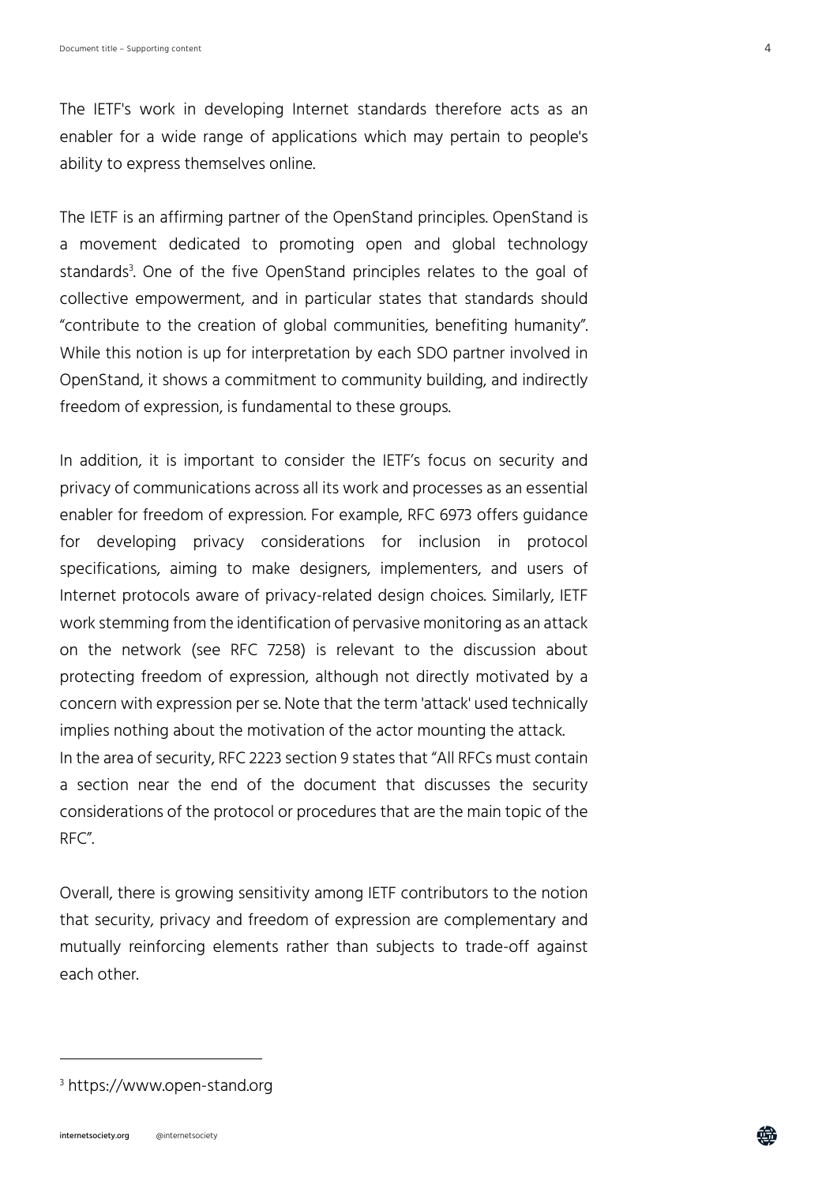The IETF's work in developing Internet standards therefore acts as an enabler for a wide range of applications which may pertain to people's ability to express themselves online.

The IETF is an affirming partner of the OpenStand principles. OpenStand is a movement dedicated to promoting open and global technology standards[3]. One of the five OpenStand principles relates to the goal of collective empowerment, and in particular states that standards should "contribute to the creation of global communities, benefiting humanity". While this notion is up for interpretation by each SDO partner involved in OpenStand, it shows a commitment to community building, and indirectly freedom of expression, is fundamental to these groups.

In addition, it is important to consider the IETF's focus on security and privacy of communications across all its work and processes as an essential enabler for freedom of expression. For example, RFC 6973 offers guidance for developing privacy considerations for inclusion in protocol specifications, aiming to make designers, implementers, and users of Internet protocols aware of privacy-related design choices. Similarly, IETF work stemming from the identification of pervasive monitoring as an attack on the network (see RFC 7258) is relevant to the discussion about protecting freedom of expression, although not directly motivated by a concern with expression per se. Note that the term 'attack' used technically implies nothing about the motivation of the actor mounting the attack.
In the area of security, RFC 2223 section 9 states that "All RFCs must contain a section near the end of the document that discusses the security considerations of the protocol or procedures that are the main topic of the RFC".

Overall, there is growing sensitivity among IETF contributors to the notion that security, privacy and freedom of expression are complementary and mutually reinforcing elements rather than subjects to trade-off against each other.

---

[3] https://www.open-stand.org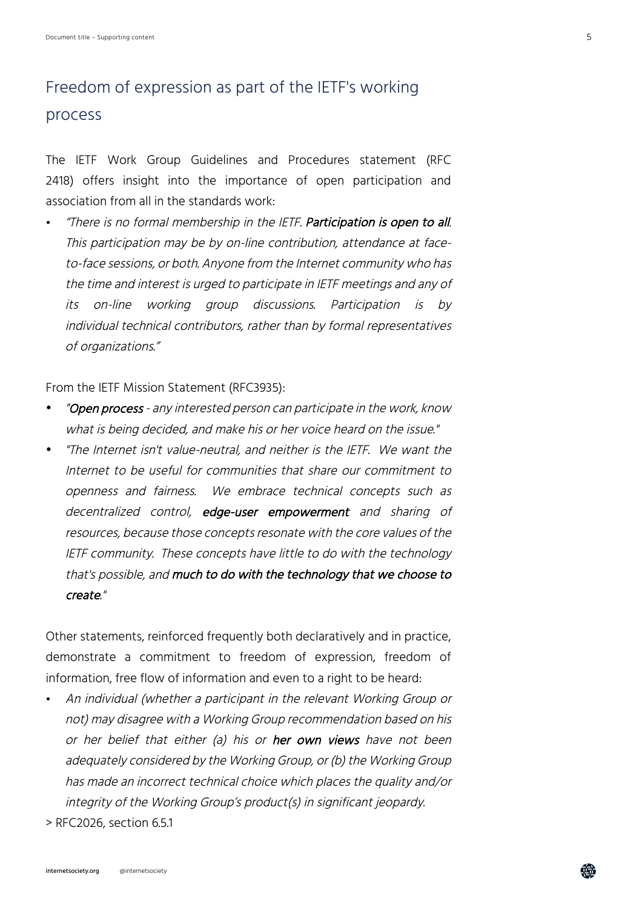## Freedom of expression as part of the IETF's working process

The IETF Work Group Guidelines and Procedures statement (RFC 2418) offers insight into the importance of open participation and association from all in the standards work:

- *"There is no formal membership in the IETF.* ***Participation is open to all****. This participation may be by on-line contribution, attendance at face-to-face sessions, or both. Anyone from the Internet community who has the time and interest is urged to participate in IETF meetings and any of its on-line working group discussions. Participation is by individual technical contributors, rather than by formal representatives of organizations."*

From the IETF Mission Statement (RFC3935):

- *"****Open process*** *- any interested person can participate in the work, know what is being decided, and make his or her voice heard on the issue."*
- *"The Internet isn't value-neutral, and neither is the IETF. We want the Internet to be useful for communities that share our commitment to openness and fairness. We embrace technical concepts such as decentralized control,* ***edge-user empowerment*** *and sharing of resources, because those concepts resonate with the core values of the IETF community. These concepts have little to do with the technology that's possible, and* ***much to do with the technology that we choose to create****."*

Other statements, reinforced frequently both declaratively and in practice, demonstrate a commitment to freedom of expression, freedom of information, free flow of information and even to a right to be heard:

- *An individual (whether a participant in the relevant Working Group or not) may disagree with a Working Group recommendation based on his or her belief that either (a) his or* ***her own views*** *have not been adequately considered by the Working Group, or (b) the Working Group has made an incorrect technical choice which places the quality and/or integrity of the Working Group's product(s) in significant jeopardy.*

> RFC2026, section 6.5.1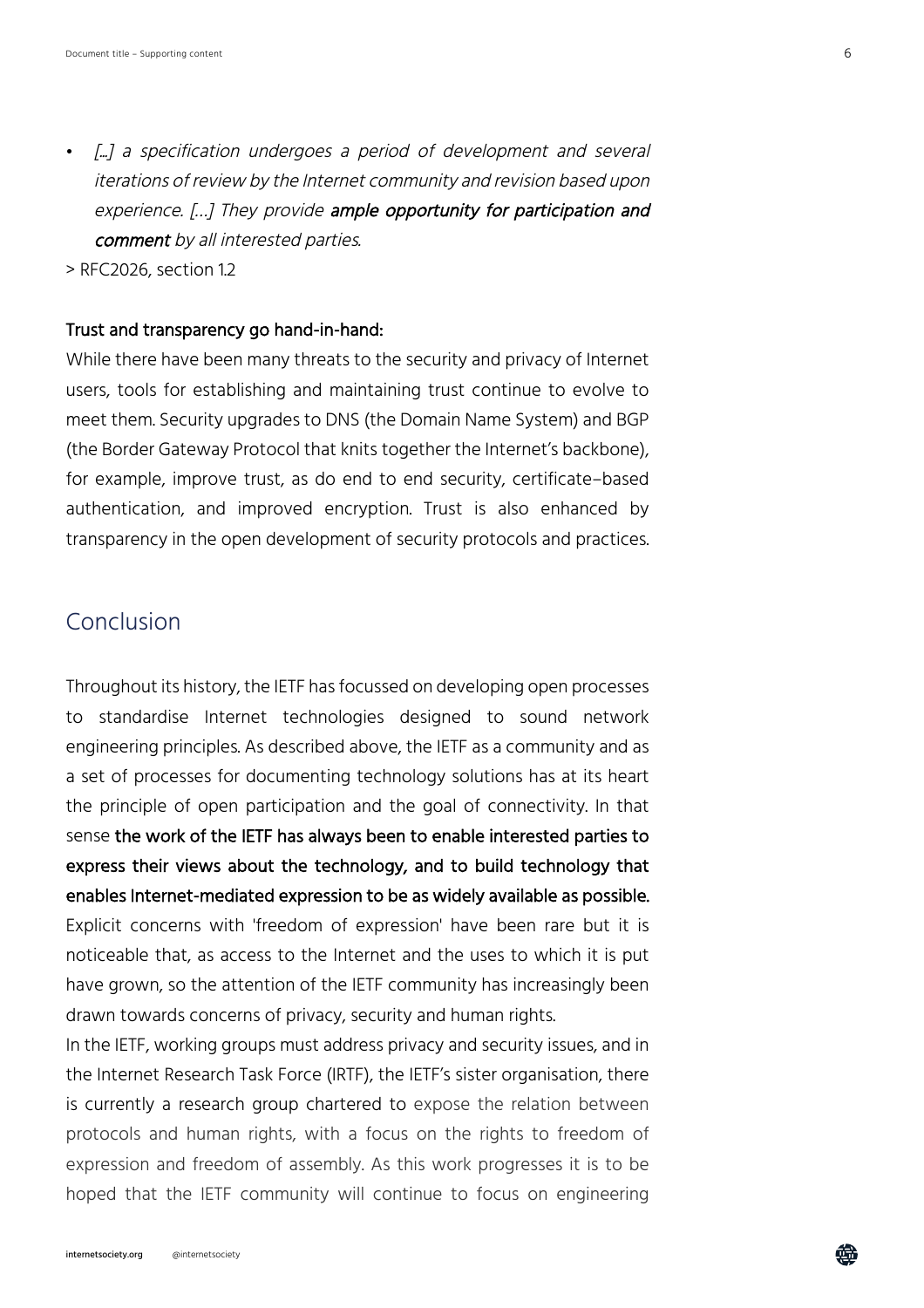- *[...] a specification undergoes a period of development and several iterations of review by the Internet community and revision based upon experience. [...] They provide* ***ample opportunity for participation and comment*** *by all interested parties.*

> RFC2026, section 1.2

**Trust and transparency go hand-in-hand:**

While there have been many threats to the security and privacy of Internet users, tools for establishing and maintaining trust continue to evolve to meet them. Security upgrades to DNS (the Domain Name System) and BGP (the Border Gateway Protocol that knits together the Internet's backbone), for example, improve trust, as do end to end security, certificate-based authentication, and improved encryption. Trust is also enhanced by transparency in the open development of security protocols and practices.

## Conclusion

Throughout its history, the IETF has focussed on developing open processes to standardise Internet technologies designed to sound network engineering principles. As described above, the IETF as a community and as a set of processes for documenting technology solutions has at its heart the principle of open participation and the goal of connectivity. In that sense **the work of the IETF has always been to enable interested parties to express their views about the technology, and to build technology that enables Internet-mediated expression to be as widely available as possible.** Explicit concerns with 'freedom of expression' have been rare but it is noticeable that, as access to the Internet and the uses to which it is put have grown, so the attention of the IETF community has increasingly been drawn towards concerns of privacy, security and human rights.

In the IETF, working groups must address privacy and security issues, and in the Internet Research Task Force (IRTF), the IETF's sister organisation, there is currently a research group chartered to expose the relation between protocols and human rights, with a focus on the rights to freedom of expression and freedom of assembly. As this work progresses it is to be hoped that the IETF community will continue to focus on engineering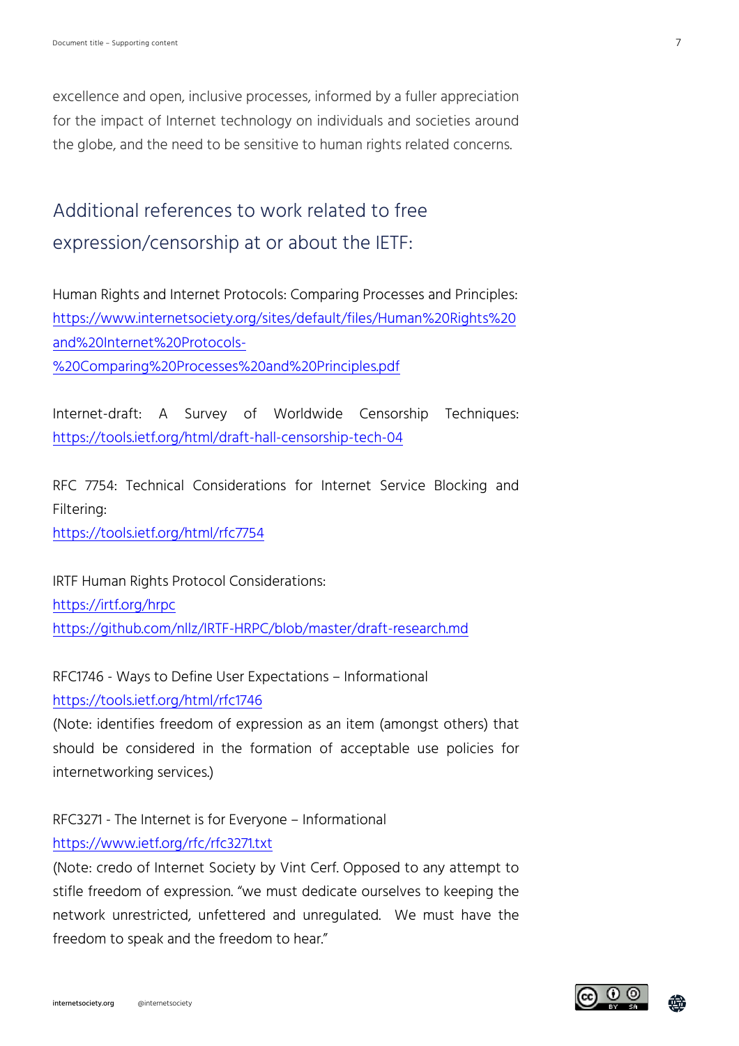excellence and open, inclusive processes, informed by a fuller appreciation for the impact of Internet technology on individuals and societies around the globe, and the need to be sensitive to human rights related concerns.

## Additional references to work related to free expression/censorship at or about the IETF:

Human Rights and Internet Protocols: Comparing Processes and Principles:
https://www.internetsociety.org/sites/default/files/Human%20Rights%20and%20Internet%20Protocols-%20Comparing%20Processes%20and%20Principles.pdf

Internet-draft: A Survey of Worldwide Censorship Techniques:
https://tools.ietf.org/html/draft-hall-censorship-tech-04

RFC 7754: Technical Considerations for Internet Service Blocking and Filtering:
https://tools.ietf.org/html/rfc7754

IRTF Human Rights Protocol Considerations:
https://irtf.org/hrpc
https://github.com/nllz/IRTF-HRPC/blob/master/draft-research.md

RFC1746 - Ways to Define User Expectations – Informational
https://tools.ietf.org/html/rfc1746
(Note: identifies freedom of expression as an item (amongst others) that should be considered in the formation of acceptable use policies for internetworking services.)

RFC3271 - The Internet is for Everyone – Informational
https://www.ietf.org/rfc/rfc3271.txt
(Note: credo of Internet Society by Vint Cerf. Opposed to any attempt to stifle freedom of expression. "we must dedicate ourselves to keeping the network unrestricted, unfettered and unregulated. We must have the freedom to speak and the freedom to hear."